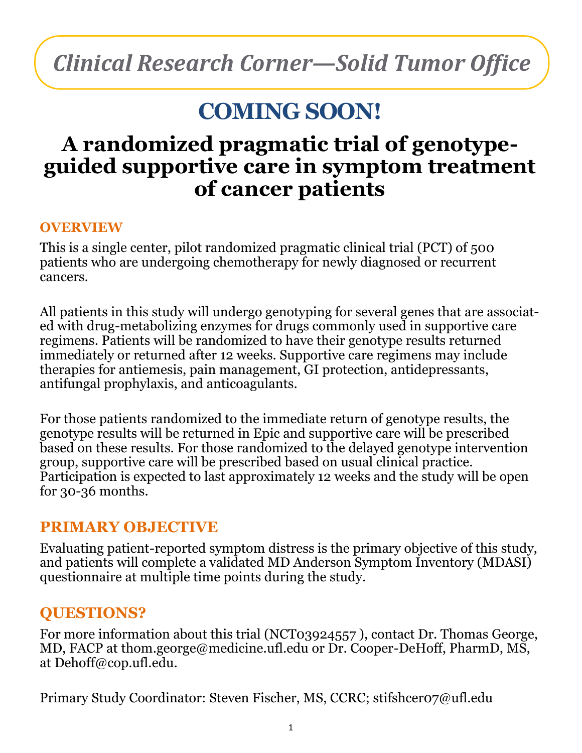*Clinical Research Corner—Solid Tumor Office*

# COMING SOON!

## A randomized pragmatic trial of genotype-guided supportive care in symptom treatment of cancer patients

### OVERVIEW

This is a single center, pilot randomized pragmatic clinical trial (PCT) of 500 patients who are undergoing chemotherapy for newly diagnosed or recurrent cancers.

All patients in this study will undergo genotyping for several genes that are associated with drug-metabolizing enzymes for drugs commonly used in supportive care regimens. Patients will be randomized to have their genotype results returned immediately or returned after 12 weeks. Supportive care regimens may include therapies for antiemesis, pain management, GI protection, antidepressants, antifungal prophylaxis, and anticoagulants.

For those patients randomized to the immediate return of genotype results, the genotype results will be returned in Epic and supportive care will be prescribed based on these results. For those randomized to the delayed genotype intervention group, supportive care will be prescribed based on usual clinical practice. Participation is expected to last approximately 12 weeks and the study will be open for 30-36 months.

### PRIMARY OBJECTIVE

Evaluating patient-reported symptom distress is the primary objective of this study, and patients will complete a validated MD Anderson Symptom Inventory (MDASI) questionnaire at multiple time points during the study.

### QUESTIONS?

For more information about this trial (NCT03924557 ), contact Dr. Thomas George, MD, FACP at thom.george@medicine.ufl.edu or Dr. Cooper-DeHoff, PharmD, MS, at Dehoff@cop.ufl.edu.

Primary Study Coordinator: Steven Fischer, MS, CCRC; stifshcer07@ufl.edu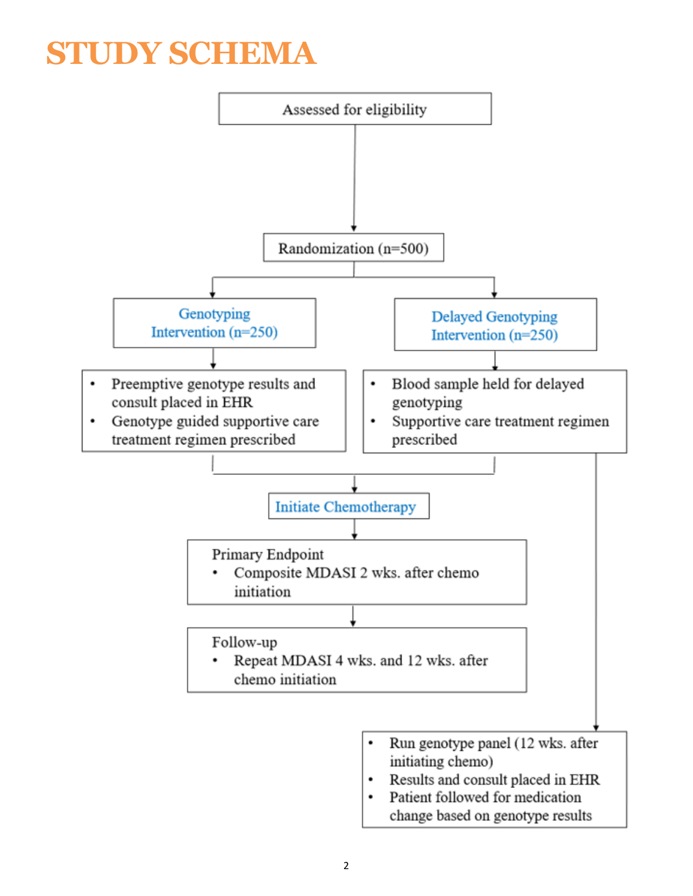# STUDY SCHEMA

Assessed for eligibility

Randomization (n=500)

Genotyping Intervention (n=250)

- Preemptive genotype results and consult placed in EHR
- Genotype guided supportive care treatment regimen prescribed

Delayed Genotyping Intervention (n=250)

- Blood sample held for delayed genotyping
- Supportive care treatment regimen prescribed

Initiate Chemotherapy

Primary Endpoint

- Composite MDASI 2 wks. after chemo initiation

Follow-up

- Repeat MDASI 4 wks. and 12 wks. after chemo initiation

- Run genotype panel (12 wks. after initiating chemo)
- Results and consult placed in EHR
- Patient followed for medication change based on genotype results